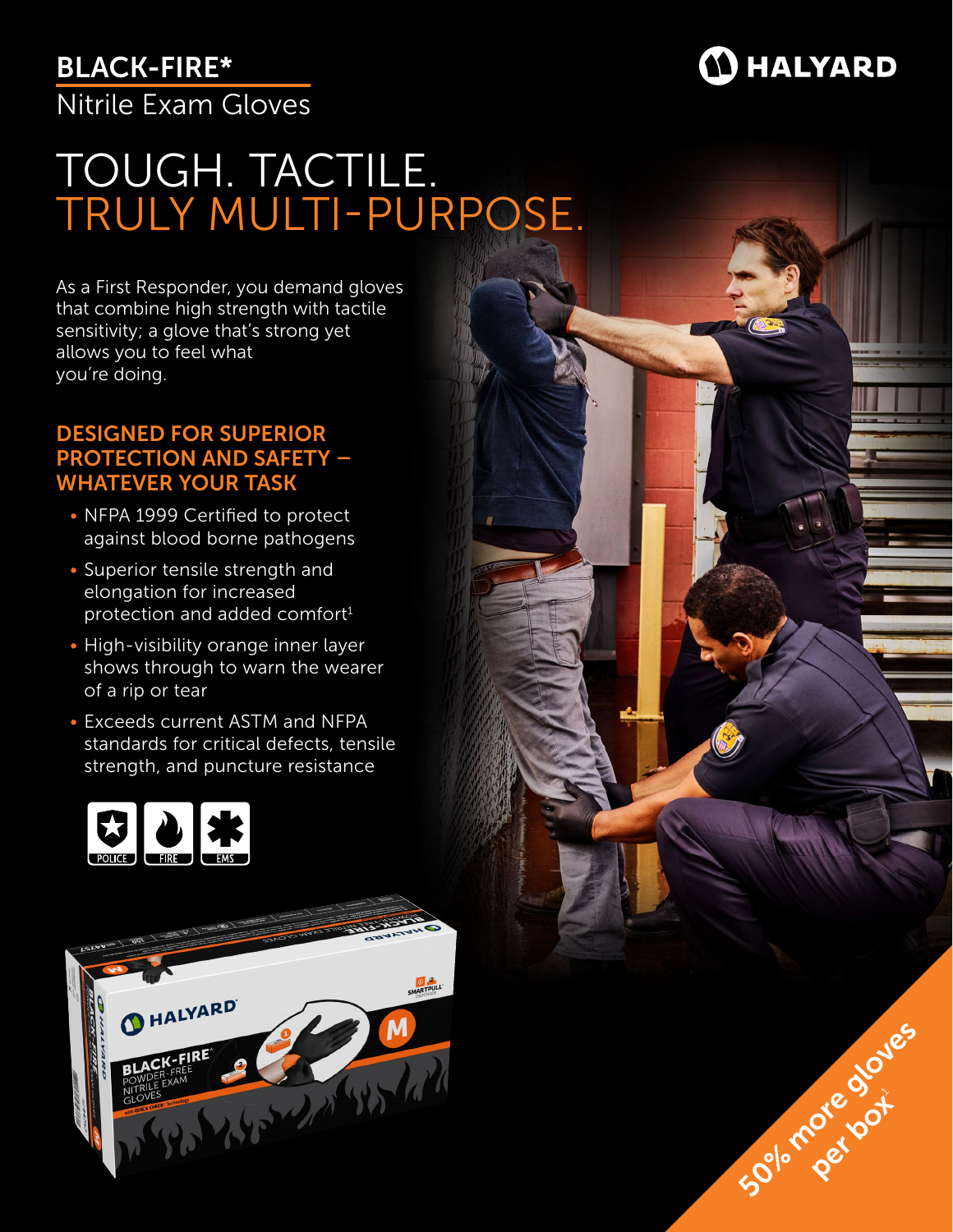# BLACK-FIRE*

Nitrile Exam Gloves

HALYARD

# TOUGH. TACTILE. TRULY MULTI-PURPOSE.

As a First Responder, you demand gloves that combine high strength with tactile sensitivity; a glove that's strong yet allows you to feel what you're doing.

## DESIGNED FOR SUPERIOR PROTECTION AND SAFETY – WHATEVER YOUR TASK

- NFPA 1999 Certified to protect against blood borne pathogens
- Superior tensile strength and elongation for increased protection and added comfort[1]
- High-visibility orange inner layer shows through to warn the wearer of a rip or tear
- Exceeds current ASTM and NFPA standards for critical defects, tensile strength, and puncture resistance

POLICE | FIRE | EMS

50% more gloves per box[1]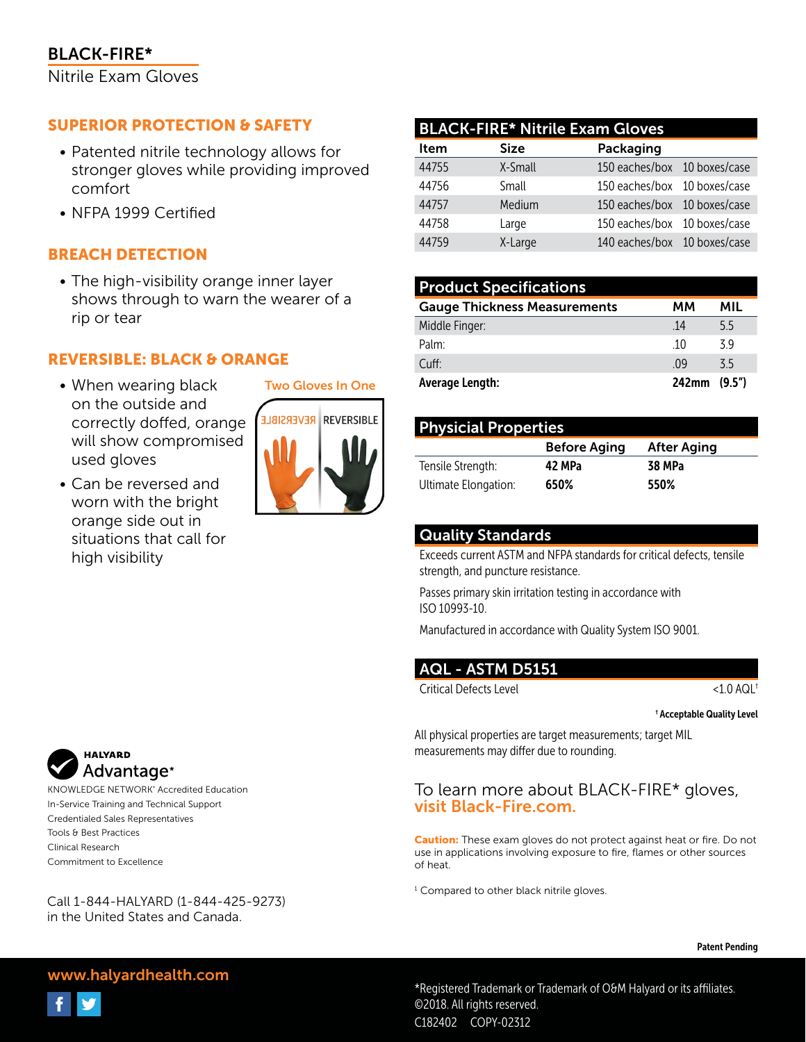# BLACK-FIRE*

Nitrile Exam Gloves

## SUPERIOR PROTECTION & SAFETY

- Patented nitrile technology allows for stronger gloves while providing improved comfort
- NFPA 1999 Certified

## BREACH DETECTION

- The high-visibility orange inner layer shows through to warn the wearer of a rip or tear

## REVERSIBLE: BLACK & ORANGE

- When wearing black on the outside and correctly doffed, orange will show compromised used gloves
- Can be reversed and worn with the bright orange side out in situations that call for high visibility

Two Gloves In One

REVERSIBLE REVERSIBLE

## BLACK-FIRE* Nitrile Exam Gloves

| Item | Size | Packaging | |
|---|---|---|---|
| 44755 | X-Small | 150 eaches/box | 10 boxes/case |
| 44756 | Small | 150 eaches/box | 10 boxes/case |
| 44757 | Medium | 150 eaches/box | 10 boxes/case |
| 44758 | Large | 150 eaches/box | 10 boxes/case |
| 44759 | X-Large | 140 eaches/box | 10 boxes/case |

## Product Specifications

| Gauge Thickness Measurements | MM | MIL |
|---|---|---|
| Middle Finger: | .14 | 5.5 |
| Palm: | .10 | 3.9 |
| Cuff: | .09 | 3.5 |
| **Average Length:** | **242mm** | **(9.5")** |

## Physicial Properties

| | Before Aging | After Aging |
|---|---|---|
| Tensile Strength: | **42 MPa** | **38 MPa** |
| Ultimate Elongation: | **650%** | **550%** |

## Quality Standards

Exceeds current ASTM and NFPA standards for critical defects, tensile strength, and puncture resistance.

Passes primary skin irritation testing in accordance with ISO 10993-10.

Manufactured in accordance with Quality System ISO 9001.

## AQL - ASTM D5151

| | |
|---|---|
| Critical Defects Level | <1.0 AQL[†] |

[†] **Acceptable Quality Level**

All physical properties are target measurements; target MIL measurements may differ due to rounding.

To learn more about BLACK-FIRE* gloves, **visit Black-Fire.com.**

**Caution:** These exam gloves do not protect against heat or fire. Do not use in applications involving exposure to fire, flames or other sources of heat.

[1] Compared to other black nitrile gloves.

**Patent Pending**

HALYARD Advantage*

KNOWLEDGE NETWORK* Accredited Education
In-Service Training and Technical Support
Credentialed Sales Representatives
Tools & Best Practices
Clinical Research
Commitment to Excellence

Call 1-844-HALYARD (1-844-425-9273) in the United States and Canada.

**www.halyardhealth.com**

*Registered Trademark or Trademark of O&M Halyard or its affiliates.
©2018. All rights reserved.
C182402 COPY-02312